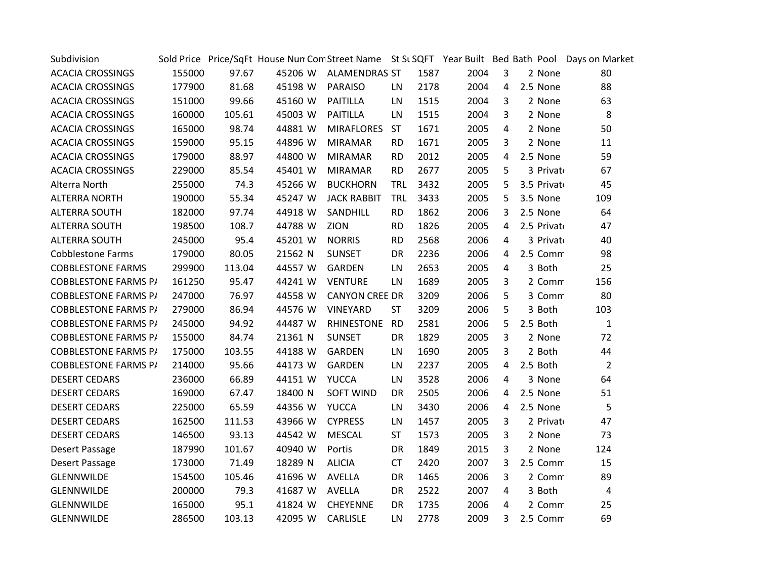| Subdivision | Sold Price | Price/SqFt | House Num | Com | Street Name | St Su | SQFT | Year Built | Bed | Bath | Pool | Days on Market |
|---|---|---|---|---|---|---|---|---|---|---|---|---|
| ACACIA CROSSINGS | 155000 | 97.67 | 45206 | W | ALAMENDRAS | ST | 1587 | 2004 | 3 | 2 | None | 80 |
| ACACIA CROSSINGS | 177900 | 81.68 | 45198 | W | PARAISO | LN | 2178 | 2004 | 4 | 2.5 | None | 88 |
| ACACIA CROSSINGS | 151000 | 99.66 | 45160 | W | PAITILLA | LN | 1515 | 2004 | 3 | 2 | None | 63 |
| ACACIA CROSSINGS | 160000 | 105.61 | 45003 | W | PAITILLA | LN | 1515 | 2004 | 3 | 2 | None | 8 |
| ACACIA CROSSINGS | 165000 | 98.74 | 44881 | W | MIRAFLORES | ST | 1671 | 2005 | 4 | 2 | None | 50 |
| ACACIA CROSSINGS | 159000 | 95.15 | 44896 | W | MIRAMAR | RD | 1671 | 2005 | 3 | 2 | None | 11 |
| ACACIA CROSSINGS | 179000 | 88.97 | 44800 | W | MIRAMAR | RD | 2012 | 2005 | 4 | 2.5 | None | 59 |
| ACACIA CROSSINGS | 229000 | 85.54 | 45401 | W | MIRAMAR | RD | 2677 | 2005 | 5 | 3 | Private | 67 |
| Alterra North | 255000 | 74.3 | 45266 | W | BUCKHORN | TRL | 3432 | 2005 | 5 | 3.5 | Private | 45 |
| ALTERRA NORTH | 190000 | 55.34 | 45247 | W | JACK RABBIT | TRL | 3433 | 2005 | 5 | 3.5 | None | 109 |
| ALTERRA SOUTH | 182000 | 97.74 | 44918 | W | SANDHILL | RD | 1862 | 2006 | 3 | 2.5 | None | 64 |
| ALTERRA SOUTH | 198500 | 108.7 | 44788 | W | ZION | RD | 1826 | 2005 | 4 | 2.5 | Private | 47 |
| ALTERRA SOUTH | 245000 | 95.4 | 45201 | W | NORRIS | RD | 2568 | 2006 | 4 | 3 | Private | 40 |
| Cobblestone Farms | 179000 | 80.05 | 21562 | N | SUNSET | DR | 2236 | 2006 | 4 | 2.5 | Comm | 98 |
| COBBLESTONE FARMS | 299900 | 113.04 | 44557 | W | GARDEN | LN | 2653 | 2005 | 4 | 3 | Both | 25 |
| COBBLESTONE FARMS PA | 161250 | 95.47 | 44241 | W | VENTURE | LN | 1689 | 2005 | 3 | 2 | Comm | 156 |
| COBBLESTONE FARMS PA | 247000 | 76.97 | 44558 | W | CANYON CREE | DR | 3209 | 2006 | 5 | 3 | Comm | 80 |
| COBBLESTONE FARMS PA | 279000 | 86.94 | 44576 | W | VINEYARD | ST | 3209 | 2006 | 5 | 3 | Both | 103 |
| COBBLESTONE FARMS PA | 245000 | 94.92 | 44487 | W | RHINESTONE | RD | 2581 | 2006 | 5 | 2.5 | Both | 1 |
| COBBLESTONE FARMS PA | 155000 | 84.74 | 21361 | N | SUNSET | DR | 1829 | 2005 | 3 | 2 | None | 72 |
| COBBLESTONE FARMS PA | 175000 | 103.55 | 44188 | W | GARDEN | LN | 1690 | 2005 | 3 | 2 | Both | 44 |
| COBBLESTONE FARMS PA | 214000 | 95.66 | 44173 | W | GARDEN | LN | 2237 | 2005 | 4 | 2.5 | Both | 2 |
| DESERT CEDARS | 236000 | 66.89 | 44151 | W | YUCCA | LN | 3528 | 2006 | 4 | 3 | None | 64 |
| DESERT CEDARS | 169000 | 67.47 | 18400 | N | SOFT WIND | DR | 2505 | 2006 | 4 | 2.5 | None | 51 |
| DESERT CEDARS | 225000 | 65.59 | 44356 | W | YUCCA | LN | 3430 | 2006 | 4 | 2.5 | None | 5 |
| DESERT CEDARS | 162500 | 111.53 | 43966 | W | CYPRESS | LN | 1457 | 2005 | 3 | 2 | Private | 47 |
| DESERT CEDARS | 146500 | 93.13 | 44542 | W | MESCAL | ST | 1573 | 2005 | 3 | 2 | None | 73 |
| Desert Passage | 187990 | 101.67 | 40940 | W | Portis | DR | 1849 | 2015 | 3 | 2 | None | 124 |
| Desert Passage | 173000 | 71.49 | 18289 | N | ALICIA | CT | 2420 | 2007 | 3 | 2.5 | Comm | 15 |
| GLENNWILDE | 154500 | 105.46 | 41696 | W | AVELLA | DR | 1465 | 2006 | 3 | 2 | Comm | 89 |
| GLENNWILDE | 200000 | 79.3 | 41687 | W | AVELLA | DR | 2522 | 2007 | 4 | 3 | Both | 4 |
| GLENNWILDE | 165000 | 95.1 | 41824 | W | CHEYENNE | DR | 1735 | 2006 | 4 | 2 | Comm | 25 |
| GLENNWILDE | 286500 | 103.13 | 42095 | W | CARLISLE | LN | 2778 | 2009 | 3 | 2.5 | Comm | 69 |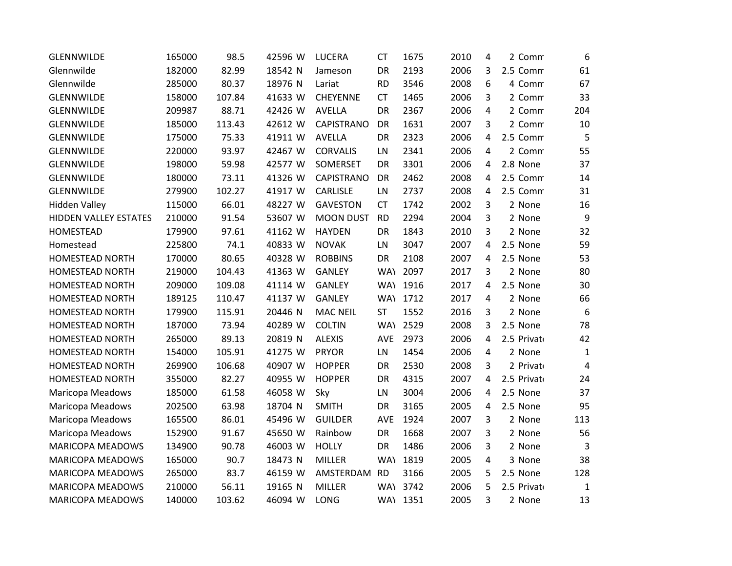| | | | | | | | | | | | | |
|---|---|---|---|---|---|---|---|---|---|---|---|---|
| GLENNWILDE | 165000 | 98.5 | 42596 | W | LUCERA | CT | 1675 | 2010 | 4 | 2 | Comm | 6 |
| Glennwilde | 182000 | 82.99 | 18542 | N | Jameson | DR | 2193 | 2006 | 3 | 2.5 | Comm | 61 |
| Glennwilde | 285000 | 80.37 | 18976 | N | Lariat | RD | 3546 | 2008 | 6 | 4 | Comm | 67 |
| GLENNWILDE | 158000 | 107.84 | 41633 | W | CHEYENNE | CT | 1465 | 2006 | 3 | 2 | Comm | 33 |
| GLENNWILDE | 209987 | 88.71 | 42426 | W | AVELLA | DR | 2367 | 2006 | 4 | 2 | Comm | 204 |
| GLENNWILDE | 185000 | 113.43 | 42612 | W | CAPISTRANO | DR | 1631 | 2007 | 3 | 2 | Comm | 10 |
| GLENNWILDE | 175000 | 75.33 | 41911 | W | AVELLA | DR | 2323 | 2006 | 4 | 2.5 | Comm | 5 |
| GLENNWILDE | 220000 | 93.97 | 42467 | W | CORVALIS | LN | 2341 | 2006 | 4 | 2 | Comm | 55 |
| GLENNWILDE | 198000 | 59.98 | 42577 | W | SOMERSET | DR | 3301 | 2006 | 4 | 2.8 | None | 37 |
| GLENNWILDE | 180000 | 73.11 | 41326 | W | CAPISTRANO | DR | 2462 | 2008 | 4 | 2.5 | Comm | 14 |
| GLENNWILDE | 279900 | 102.27 | 41917 | W | CARLISLE | LN | 2737 | 2008 | 4 | 2.5 | Comm | 31 |
| Hidden Valley | 115000 | 66.01 | 48227 | W | GAVESTON | CT | 1742 | 2002 | 3 | 2 | None | 16 |
| HIDDEN VALLEY ESTATES | 210000 | 91.54 | 53607 | W | MOON DUST | RD | 2294 | 2004 | 3 | 2 | None | 9 |
| HOMESTEAD | 179900 | 97.61 | 41162 | W | HAYDEN | DR | 1843 | 2010 | 3 | 2 | None | 32 |
| Homestead | 225800 | 74.1 | 40833 | W | NOVAK | LN | 3047 | 2007 | 4 | 2.5 | None | 59 |
| HOMESTEAD NORTH | 170000 | 80.65 | 40328 | W | ROBBINS | DR | 2108 | 2007 | 4 | 2.5 | None | 53 |
| HOMESTEAD NORTH | 219000 | 104.43 | 41363 | W | GANLEY | WAY | 2097 | 2017 | 3 | 2 | None | 80 |
| HOMESTEAD NORTH | 209000 | 109.08 | 41114 | W | GANLEY | WAY | 1916 | 2017 | 4 | 2.5 | None | 30 |
| HOMESTEAD NORTH | 189125 | 110.47 | 41137 | W | GANLEY | WAY | 1712 | 2017 | 4 | 2 | None | 66 |
| HOMESTEAD NORTH | 179900 | 115.91 | 20446 | N | MAC NEIL | ST | 1552 | 2016 | 3 | 2 | None | 6 |
| HOMESTEAD NORTH | 187000 | 73.94 | 40289 | W | COLTIN | WAY | 2529 | 2008 | 3 | 2.5 | None | 78 |
| HOMESTEAD NORTH | 265000 | 89.13 | 20819 | N | ALEXIS | AVE | 2973 | 2006 | 4 | 2.5 | Private | 42 |
| HOMESTEAD NORTH | 154000 | 105.91 | 41275 | W | PRYOR | LN | 1454 | 2006 | 4 | 2 | None | 1 |
| HOMESTEAD NORTH | 269900 | 106.68 | 40907 | W | HOPPER | DR | 2530 | 2008 | 3 | 2 | Private | 4 |
| HOMESTEAD NORTH | 355000 | 82.27 | 40955 | W | HOPPER | DR | 4315 | 2007 | 4 | 2.5 | Private | 24 |
| Maricopa Meadows | 185000 | 61.58 | 46058 | W | Sky | LN | 3004 | 2006 | 4 | 2.5 | None | 37 |
| Maricopa Meadows | 202500 | 63.98 | 18704 | N | SMITH | DR | 3165 | 2005 | 4 | 2.5 | None | 95 |
| Maricopa Meadows | 165500 | 86.01 | 45496 | W | GUILDER | AVE | 1924 | 2007 | 3 | 2 | None | 113 |
| Maricopa Meadows | 152900 | 91.67 | 45650 | W | Rainbow | DR | 1668 | 2007 | 3 | 2 | None | 56 |
| MARICOPA MEADOWS | 134900 | 90.78 | 46003 | W | HOLLY | DR | 1486 | 2006 | 3 | 2 | None | 3 |
| MARICOPA MEADOWS | 165000 | 90.7 | 18473 | N | MILLER | WAY | 1819 | 2005 | 4 | 3 | None | 38 |
| MARICOPA MEADOWS | 265000 | 83.7 | 46159 | W | AMSTERDAM | RD | 3166 | 2005 | 5 | 2.5 | None | 128 |
| MARICOPA MEADOWS | 210000 | 56.11 | 19165 | N | MILLER | WAY | 3742 | 2006 | 5 | 2.5 | Private | 1 |
| MARICOPA MEADOWS | 140000 | 103.62 | 46094 | W | LONG | WAY | 1351 | 2005 | 3 | 2 | None | 13 |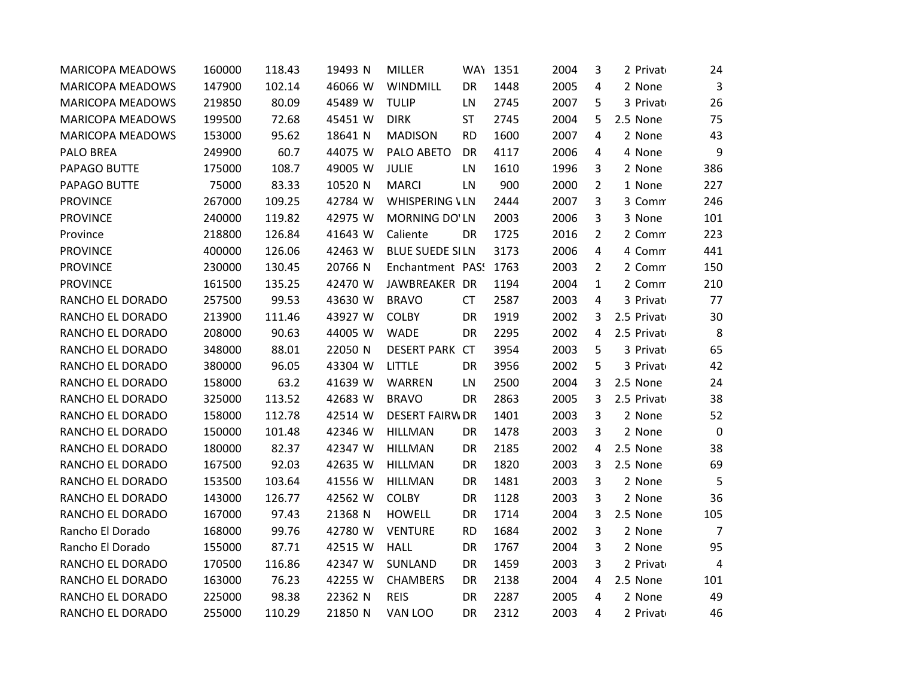| | | | | | | | | | | | | |
|---|---|---|---|---|---|---|---|---|---|---|---|---|
| MARICOPA MEADOWS | 160000 | 118.43 | 19493 | N | MILLER | WAY | 1351 | 2004 | 3 | 2 | Private | 24 |
| MARICOPA MEADOWS | 147900 | 102.14 | 46066 | W | WINDMILL | DR | 1448 | 2005 | 4 | 2 | None | 3 |
| MARICOPA MEADOWS | 219850 | 80.09 | 45489 | W | TULIP | LN | 2745 | 2007 | 5 | 3 | Private | 26 |
| MARICOPA MEADOWS | 199500 | 72.68 | 45451 | W | DIRK | ST | 2745 | 2004 | 5 | 2.5 | None | 75 |
| MARICOPA MEADOWS | 153000 | 95.62 | 18641 | N | MADISON | RD | 1600 | 2007 | 4 | 2 | None | 43 |
| PALO BREA | 249900 | 60.7 | 44075 | W | PALO ABETO | DR | 4117 | 2006 | 4 | 4 | None | 9 |
| PAPAGO BUTTE | 175000 | 108.7 | 49005 | W | JULIE | LN | 1610 | 1996 | 3 | 2 | None | 386 |
| PAPAGO BUTTE | 75000 | 83.33 | 10520 | N | MARCI | LN | 900 | 2000 | 2 | 1 | None | 227 |
| PROVINCE | 267000 | 109.25 | 42784 | W | WHISPERING V | LN | 2444 | 2007 | 3 | 3 | Comm | 246 |
| PROVINCE | 240000 | 119.82 | 42975 | W | MORNING DO' | LN | 2003 | 2006 | 3 | 3 | None | 101 |
| Province | 218800 | 126.84 | 41643 | W | Caliente | DR | 1725 | 2016 | 2 | 2 | Comm | 223 |
| PROVINCE | 400000 | 126.06 | 42463 | W | BLUE SUEDE SI | LN | 3173 | 2006 | 4 | 4 | Comm | 441 |
| PROVINCE | 230000 | 130.45 | 20766 | N | Enchantment | PASS | 1763 | 2003 | 2 | 2 | Comm | 150 |
| PROVINCE | 161500 | 135.25 | 42470 | W | JAWBREAKER | DR | 1194 | 2004 | 1 | 2 | Comm | 210 |
| RANCHO EL DORADO | 257500 | 99.53 | 43630 | W | BRAVO | CT | 2587 | 2003 | 4 | 3 | Private | 77 |
| RANCHO EL DORADO | 213900 | 111.46 | 43927 | W | COLBY | DR | 1919 | 2002 | 3 | 2.5 | Private | 30 |
| RANCHO EL DORADO | 208000 | 90.63 | 44005 | W | WADE | DR | 2295 | 2002 | 4 | 2.5 | Private | 8 |
| RANCHO EL DORADO | 348000 | 88.01 | 22050 | N | DESERT PARK | CT | 3954 | 2003 | 5 | 3 | Private | 65 |
| RANCHO EL DORADO | 380000 | 96.05 | 43304 | W | LITTLE | DR | 3956 | 2002 | 5 | 3 | Private | 42 |
| RANCHO EL DORADO | 158000 | 63.2 | 41639 | W | WARREN | LN | 2500 | 2004 | 3 | 2.5 | None | 24 |
| RANCHO EL DORADO | 325000 | 113.52 | 42683 | W | BRAVO | DR | 2863 | 2005 | 3 | 2.5 | Private | 38 |
| RANCHO EL DORADO | 158000 | 112.78 | 42514 | W | DESERT FAIRW | DR | 1401 | 2003 | 3 | 2 | None | 52 |
| RANCHO EL DORADO | 150000 | 101.48 | 42346 | W | HILLMAN | DR | 1478 | 2003 | 3 | 2 | None | 0 |
| RANCHO EL DORADO | 180000 | 82.37 | 42347 | W | HILLMAN | DR | 2185 | 2002 | 4 | 2.5 | None | 38 |
| RANCHO EL DORADO | 167500 | 92.03 | 42635 | W | HILLMAN | DR | 1820 | 2003 | 3 | 2.5 | None | 69 |
| RANCHO EL DORADO | 153500 | 103.64 | 41556 | W | HILLMAN | DR | 1481 | 2003 | 3 | 2 | None | 5 |
| RANCHO EL DORADO | 143000 | 126.77 | 42562 | W | COLBY | DR | 1128 | 2003 | 3 | 2 | None | 36 |
| RANCHO EL DORADO | 167000 | 97.43 | 21368 | N | HOWELL | DR | 1714 | 2004 | 3 | 2.5 | None | 105 |
| Rancho El Dorado | 168000 | 99.76 | 42780 | W | VENTURE | RD | 1684 | 2002 | 3 | 2 | None | 7 |
| Rancho El Dorado | 155000 | 87.71 | 42515 | W | HALL | DR | 1767 | 2004 | 3 | 2 | None | 95 |
| RANCHO EL DORADO | 170500 | 116.86 | 42347 | W | SUNLAND | DR | 1459 | 2003 | 3 | 2 | Private | 4 |
| RANCHO EL DORADO | 163000 | 76.23 | 42255 | W | CHAMBERS | DR | 2138 | 2004 | 4 | 2.5 | None | 101 |
| RANCHO EL DORADO | 225000 | 98.38 | 22362 | N | REIS | DR | 2287 | 2005 | 4 | 2 | None | 49 |
| RANCHO EL DORADO | 255000 | 110.29 | 21850 | N | VAN LOO | DR | 2312 | 2003 | 4 | 2 | Private | 46 |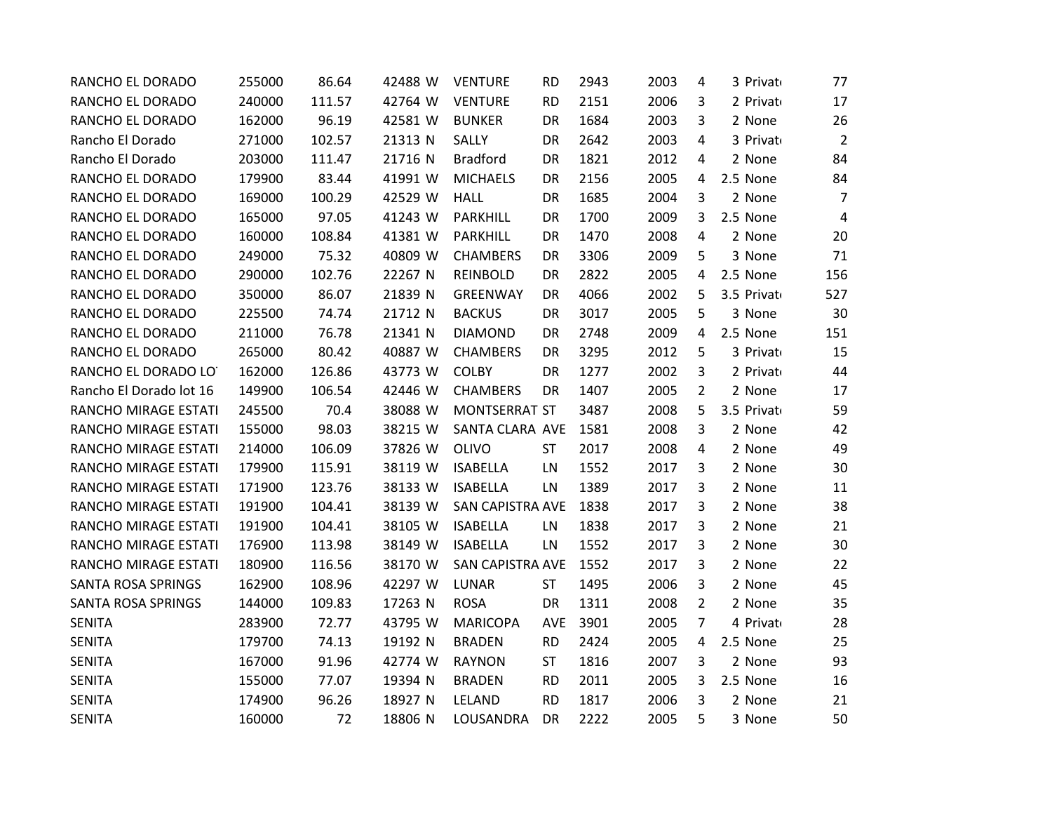| | | | | | | | | | | | | |
|---|---|---|---|---|---|---|---|---|---|---|---|---|
| RANCHO EL DORADO | 255000 | 86.64 | 42488 | W | VENTURE | RD | 2943 | 2003 | 4 | 3 | Privat | 77 |
| RANCHO EL DORADO | 240000 | 111.57 | 42764 | W | VENTURE | RD | 2151 | 2006 | 3 | 2 | Privat | 17 |
| RANCHO EL DORADO | 162000 | 96.19 | 42581 | W | BUNKER | DR | 1684 | 2003 | 3 | 2 | None | 26 |
| Rancho El Dorado | 271000 | 102.57 | 21313 | N | SALLY | DR | 2642 | 2003 | 4 | 3 | Privat | 2 |
| Rancho El Dorado | 203000 | 111.47 | 21716 | N | Bradford | DR | 1821 | 2012 | 4 | 2 | None | 84 |
| RANCHO EL DORADO | 179900 | 83.44 | 41991 | W | MICHAELS | DR | 2156 | 2005 | 4 | 2.5 | None | 84 |
| RANCHO EL DORADO | 169000 | 100.29 | 42529 | W | HALL | DR | 1685 | 2004 | 3 | 2 | None | 7 |
| RANCHO EL DORADO | 165000 | 97.05 | 41243 | W | PARKHILL | DR | 1700 | 2009 | 3 | 2.5 | None | 4 |
| RANCHO EL DORADO | 160000 | 108.84 | 41381 | W | PARKHILL | DR | 1470 | 2008 | 4 | 2 | None | 20 |
| RANCHO EL DORADO | 249000 | 75.32 | 40809 | W | CHAMBERS | DR | 3306 | 2009 | 5 | 3 | None | 71 |
| RANCHO EL DORADO | 290000 | 102.76 | 22267 | N | REINBOLD | DR | 2822 | 2005 | 4 | 2.5 | None | 156 |
| RANCHO EL DORADO | 350000 | 86.07 | 21839 | N | GREENWAY | DR | 4066 | 2002 | 5 | 3.5 | Privat | 527 |
| RANCHO EL DORADO | 225500 | 74.74 | 21712 | N | BACKUS | DR | 3017 | 2005 | 5 | 3 | None | 30 |
| RANCHO EL DORADO | 211000 | 76.78 | 21341 | N | DIAMOND | DR | 2748 | 2009 | 4 | 2.5 | None | 151 |
| RANCHO EL DORADO | 265000 | 80.42 | 40887 | W | CHAMBERS | DR | 3295 | 2012 | 5 | 3 | Privat | 15 |
| RANCHO EL DORADO LO | 162000 | 126.86 | 43773 | W | COLBY | DR | 1277 | 2002 | 3 | 2 | Privat | 44 |
| Rancho El Dorado lot 16 | 149900 | 106.54 | 42446 | W | CHAMBERS | DR | 1407 | 2005 | 2 | 2 | None | 17 |
| RANCHO MIRAGE ESTATI | 245500 | 70.4 | 38088 | W | MONTSERRAT | ST | 3487 | 2008 | 5 | 3.5 | Privat | 59 |
| RANCHO MIRAGE ESTATI | 155000 | 98.03 | 38215 | W | SANTA CLARA | AVE | 1581 | 2008 | 3 | 2 | None | 42 |
| RANCHO MIRAGE ESTATI | 214000 | 106.09 | 37826 | W | OLIVO | ST | 2017 | 2008 | 4 | 2 | None | 49 |
| RANCHO MIRAGE ESTATI | 179900 | 115.91 | 38119 | W | ISABELLA | LN | 1552 | 2017 | 3 | 2 | None | 30 |
| RANCHO MIRAGE ESTATI | 171900 | 123.76 | 38133 | W | ISABELLA | LN | 1389 | 2017 | 3 | 2 | None | 11 |
| RANCHO MIRAGE ESTATI | 191900 | 104.41 | 38139 | W | SAN CAPISTRA | AVE | 1838 | 2017 | 3 | 2 | None | 38 |
| RANCHO MIRAGE ESTATI | 191900 | 104.41 | 38105 | W | ISABELLA | LN | 1838 | 2017 | 3 | 2 | None | 21 |
| RANCHO MIRAGE ESTATI | 176900 | 113.98 | 38149 | W | ISABELLA | LN | 1552 | 2017 | 3 | 2 | None | 30 |
| RANCHO MIRAGE ESTATI | 180900 | 116.56 | 38170 | W | SAN CAPISTRA | AVE | 1552 | 2017 | 3 | 2 | None | 22 |
| SANTA ROSA SPRINGS | 162900 | 108.96 | 42297 | W | LUNAR | ST | 1495 | 2006 | 3 | 2 | None | 45 |
| SANTA ROSA SPRINGS | 144000 | 109.83 | 17263 | N | ROSA | DR | 1311 | 2008 | 2 | 2 | None | 35 |
| SENITA | 283900 | 72.77 | 43795 | W | MARICOPA | AVE | 3901 | 2005 | 7 | 4 | Privat | 28 |
| SENITA | 179700 | 74.13 | 19192 | N | BRADEN | RD | 2424 | 2005 | 4 | 2.5 | None | 25 |
| SENITA | 167000 | 91.96 | 42774 | W | RAYNON | ST | 1816 | 2007 | 3 | 2 | None | 93 |
| SENITA | 155000 | 77.07 | 19394 | N | BRADEN | RD | 2011 | 2005 | 3 | 2.5 | None | 16 |
| SENITA | 174900 | 96.26 | 18927 | N | LELAND | RD | 1817 | 2006 | 3 | 2 | None | 21 |
| SENITA | 160000 | 72 | 18806 | N | LOUSANDRA | DR | 2222 | 2005 | 5 | 3 | None | 50 |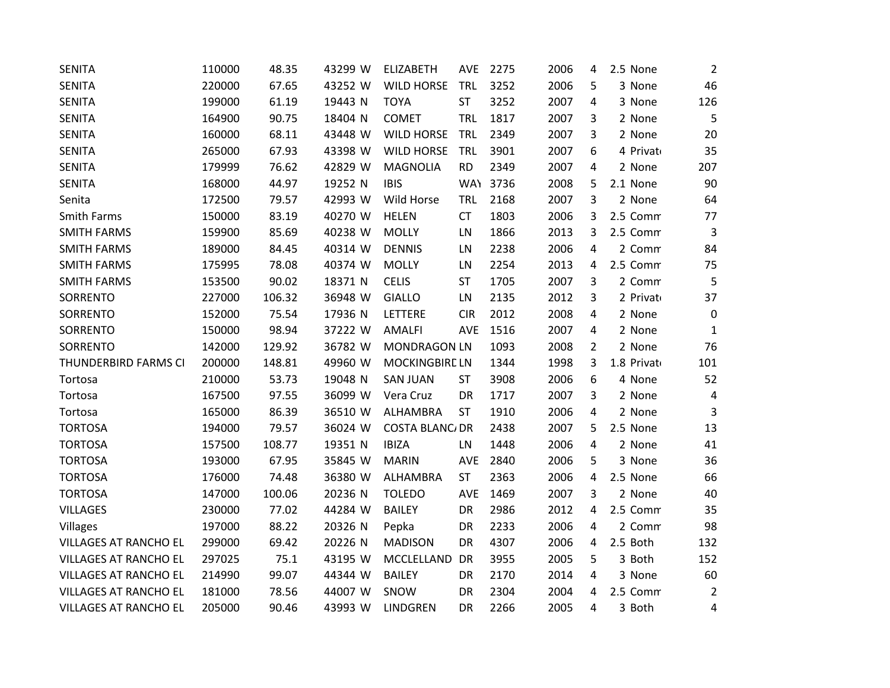| | | | | | | | | | | | | |
|---|---|---|---|---|---|---|---|---|---|---|---|---|
| SENITA | 110000 | 48.35 | 43299 | W | ELIZABETH | AVE | 2275 | 2006 | 4 | 2.5 | None | 2 |
| SENITA | 220000 | 67.65 | 43252 | W | WILD HORSE | TRL | 3252 | 2006 | 5 | 3 | None | 46 |
| SENITA | 199000 | 61.19 | 19443 | N | TOYA | ST | 3252 | 2007 | 4 | 3 | None | 126 |
| SENITA | 164900 | 90.75 | 18404 | N | COMET | TRL | 1817 | 2007 | 3 | 2 | None | 5 |
| SENITA | 160000 | 68.11 | 43448 | W | WILD HORSE | TRL | 2349 | 2007 | 3 | 2 | None | 20 |
| SENITA | 265000 | 67.93 | 43398 | W | WILD HORSE | TRL | 3901 | 2007 | 6 | 4 | Private | 35 |
| SENITA | 179999 | 76.62 | 42829 | W | MAGNOLIA | RD | 2349 | 2007 | 4 | 2 | None | 207 |
| SENITA | 168000 | 44.97 | 19252 | N | IBIS | WAY | 3736 | 2008 | 5 | 2.1 | None | 90 |
| Senita | 172500 | 79.57 | 42993 | W | Wild Horse | TRL | 2168 | 2007 | 3 | 2 | None | 64 |
| Smith Farms | 150000 | 83.19 | 40270 | W | HELEN | CT | 1803 | 2006 | 3 | 2.5 | Comm | 77 |
| SMITH FARMS | 159900 | 85.69 | 40238 | W | MOLLY | LN | 1866 | 2013 | 3 | 2.5 | Comm | 3 |
| SMITH FARMS | 189000 | 84.45 | 40314 | W | DENNIS | LN | 2238 | 2006 | 4 | 2 | Comm | 84 |
| SMITH FARMS | 175995 | 78.08 | 40374 | W | MOLLY | LN | 2254 | 2013 | 4 | 2.5 | Comm | 75 |
| SMITH FARMS | 153500 | 90.02 | 18371 | N | CELIS | ST | 1705 | 2007 | 3 | 2 | Comm | 5 |
| SORRENTO | 227000 | 106.32 | 36948 | W | GIALLO | LN | 2135 | 2012 | 3 | 2 | Private | 37 |
| SORRENTO | 152000 | 75.54 | 17936 | N | LETTERE | CIR | 2012 | 2008 | 4 | 2 | None | 0 |
| SORRENTO | 150000 | 98.94 | 37222 | W | AMALFI | AVE | 1516 | 2007 | 4 | 2 | None | 1 |
| SORRENTO | 142000 | 129.92 | 36782 | W | MONDRAGON | LN | 1093 | 2008 | 2 | 2 | None | 76 |
| THUNDERBIRD FARMS CI | 200000 | 148.81 | 49960 | W | MOCKINGBIRD | LN | 1344 | 1998 | 3 | 1.8 | Private | 101 |
| Tortosa | 210000 | 53.73 | 19048 | N | SAN JUAN | ST | 3908 | 2006 | 6 | 4 | None | 52 |
| Tortosa | 167500 | 97.55 | 36099 | W | Vera Cruz | DR | 1717 | 2007 | 3 | 2 | None | 4 |
| Tortosa | 165000 | 86.39 | 36510 | W | ALHAMBRA | ST | 1910 | 2006 | 4 | 2 | None | 3 |
| TORTOSA | 194000 | 79.57 | 36024 | W | COSTA BLANCA | DR | 2438 | 2007 | 5 | 2.5 | None | 13 |
| TORTOSA | 157500 | 108.77 | 19351 | N | IBIZA | LN | 1448 | 2006 | 4 | 2 | None | 41 |
| TORTOSA | 193000 | 67.95 | 35845 | W | MARIN | AVE | 2840 | 2006 | 5 | 3 | None | 36 |
| TORTOSA | 176000 | 74.48 | 36380 | W | ALHAMBRA | ST | 2363 | 2006 | 4 | 2.5 | None | 66 |
| TORTOSA | 147000 | 100.06 | 20236 | N | TOLEDO | AVE | 1469 | 2007 | 3 | 2 | None | 40 |
| VILLAGES | 230000 | 77.02 | 44284 | W | BAILEY | DR | 2986 | 2012 | 4 | 2.5 | Comm | 35 |
| Villages | 197000 | 88.22 | 20326 | N | Pepka | DR | 2233 | 2006 | 4 | 2 | Comm | 98 |
| VILLAGES AT RANCHO EL | 299000 | 69.42 | 20226 | N | MADISON | DR | 4307 | 2006 | 4 | 2.5 | Both | 132 |
| VILLAGES AT RANCHO EL | 297025 | 75.1 | 43195 | W | MCCLELLAND | DR | 3955 | 2005 | 5 | 3 | Both | 152 |
| VILLAGES AT RANCHO EL | 214990 | 99.07 | 44344 | W | BAILEY | DR | 2170 | 2014 | 4 | 3 | None | 60 |
| VILLAGES AT RANCHO EL | 181000 | 78.56 | 44007 | W | SNOW | DR | 2304 | 2004 | 4 | 2.5 | Comm | 2 |
| VILLAGES AT RANCHO EL | 205000 | 90.46 | 43993 | W | LINDGREN | DR | 2266 | 2005 | 4 | 3 | Both | 4 |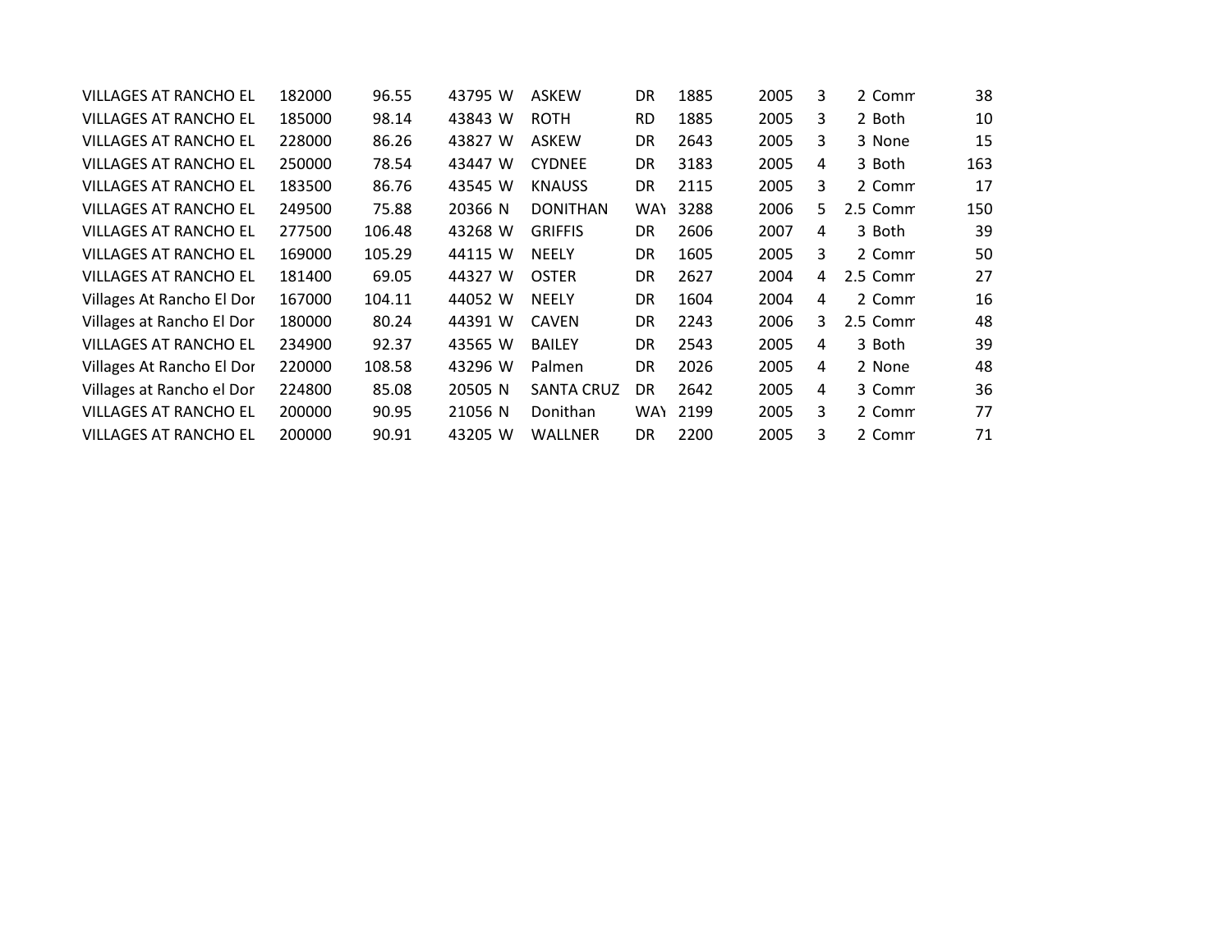| | | | | | | | | | | | | |
|---|---|---|---|---|---|---|---|---|---|---|---|---|
| VILLAGES AT RANCHO EL | 182000 | 96.55 | 43795 | W | ASKEW | DR | 1885 | 2005 | 3 | 2 | Comm | 38 |
| VILLAGES AT RANCHO EL | 185000 | 98.14 | 43843 | W | ROTH | RD | 1885 | 2005 | 3 | 2 | Both | 10 |
| VILLAGES AT RANCHO EL | 228000 | 86.26 | 43827 | W | ASKEW | DR | 2643 | 2005 | 3 | 3 | None | 15 |
| VILLAGES AT RANCHO EL | 250000 | 78.54 | 43447 | W | CYDNEE | DR | 3183 | 2005 | 4 | 3 | Both | 163 |
| VILLAGES AT RANCHO EL | 183500 | 86.76 | 43545 | W | KNAUSS | DR | 2115 | 2005 | 3 | 2 | Comm | 17 |
| VILLAGES AT RANCHO EL | 249500 | 75.88 | 20366 | N | DONITHAN | WAY | 3288 | 2006 | 5 | 2.5 | Comm | 150 |
| VILLAGES AT RANCHO EL | 277500 | 106.48 | 43268 | W | GRIFFIS | DR | 2606 | 2007 | 4 | 3 | Both | 39 |
| VILLAGES AT RANCHO EL | 169000 | 105.29 | 44115 | W | NEELY | DR | 1605 | 2005 | 3 | 2 | Comm | 50 |
| VILLAGES AT RANCHO EL | 181400 | 69.05 | 44327 | W | OSTER | DR | 2627 | 2004 | 4 | 2.5 | Comm | 27 |
| Villages At Rancho El Dor | 167000 | 104.11 | 44052 | W | NEELY | DR | 1604 | 2004 | 4 | 2 | Comm | 16 |
| Villages at Rancho El Dor | 180000 | 80.24 | 44391 | W | CAVEN | DR | 2243 | 2006 | 3 | 2.5 | Comm | 48 |
| VILLAGES AT RANCHO EL | 234900 | 92.37 | 43565 | W | BAILEY | DR | 2543 | 2005 | 4 | 3 | Both | 39 |
| Villages At Rancho El Dor | 220000 | 108.58 | 43296 | W | Palmen | DR | 2026 | 2005 | 4 | 2 | None | 48 |
| Villages at Rancho el Dor | 224800 | 85.08 | 20505 | N | SANTA CRUZ | DR | 2642 | 2005 | 4 | 3 | Comm | 36 |
| VILLAGES AT RANCHO EL | 200000 | 90.95 | 21056 | N | Donithan | WAY | 2199 | 2005 | 3 | 2 | Comm | 77 |
| VILLAGES AT RANCHO EL | 200000 | 90.91 | 43205 | W | WALLNER | DR | 2200 | 2005 | 3 | 2 | Comm | 71 |